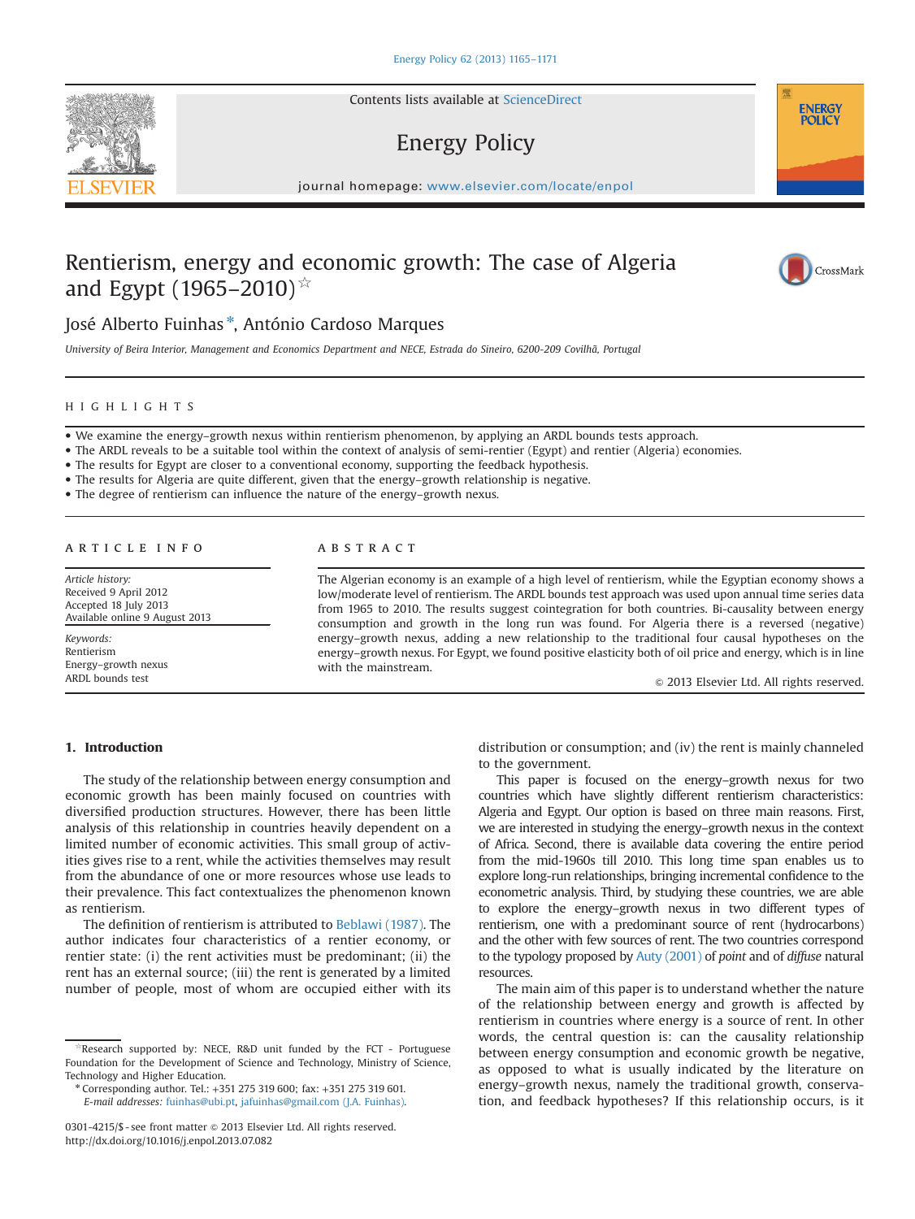# Rentierism, energy and economic growth: The case of Algeria and Egypt (1965–2010) ☆

José Alberto Fuinhas *, António Cardoso Marques

*University of Beira Interior, Management and Economics Department and NECE, Estrada do Sineiro, 6200-209 Covilhã, Portugal*

## HIGHLIGHTS

- We examine the energy–growth nexus within rentierism phenomenon, by applying an ARDL bounds tests approach.
- The ARDL reveals to be a suitable tool within the context of analysis of semi-rentier (Egypt) and rentier (Algeria) economies.
- The results for Egypt are closer to a conventional economy, supporting the feedback hypothesis.
- The results for Algeria are quite different, given that the energy–growth relationship is negative.
- The degree of rentierism can influence the nature of the energy–growth nexus.

## ARTICLE INFO

*Article history:*
Received 9 April 2012
Accepted 18 July 2013
Available online 9 August 2013

*Keywords:*
Rentierism
Energy–growth nexus
ARDL bounds test

## ABSTRACT

The Algerian economy is an example of a high level of rentierism, while the Egyptian economy shows a low/moderate level of rentierism. The ARDL bounds test approach was used upon annual time series data from 1965 to 2010. The results suggest cointegration for both countries. Bi-causality between energy consumption and growth in the long run was found. For Algeria there is a reversed (negative) energy–growth nexus, adding a new relationship to the traditional four causal hypotheses on the energy–growth nexus. For Egypt, we found positive elasticity both of oil price and energy, which is in line with the mainstream.

© 2013 Elsevier Ltd. All rights reserved.

## 1. Introduction

The study of the relationship between energy consumption and economic growth has been mainly focused on countries with diversified production structures. However, there has been little analysis of this relationship in countries heavily dependent on a limited number of economic activities. This small group of activities gives rise to a rent, while the activities themselves may result from the abundance of one or more resources whose use leads to their prevalence. This fact contextualizes the phenomenon known as rentierism.

The definition of rentierism is attributed to Beblawi (1987). The author indicates four characteristics of a rentier economy, or rentier state: (i) the rent activities must be predominant; (ii) the rent has an external source; (iii) the rent is generated by a limited number of people, most of whom are occupied either with its distribution or consumption; and (iv) the rent is mainly channeled to the government.

This paper is focused on the energy–growth nexus for two countries which have slightly different rentierism characteristics: Algeria and Egypt. Our option is based on three main reasons. First, we are interested in studying the energy–growth nexus in the context of Africa. Second, there is available data covering the entire period from the mid-1960s till 2010. This long time span enables us to explore long-run relationships, bringing incremental confidence to the econometric analysis. Third, by studying these countries, we are able to explore the energy–growth nexus in two different types of rentierism, one with a predominant source of rent (hydrocarbons) and the other with few sources of rent. The two countries correspond to the typology proposed by Auty (2001) of *point* and of *diffuse* natural resources.

The main aim of this paper is to understand whether the nature of the relationship between energy and growth is affected by rentierism in countries where energy is a source of rent. In other words, the central question is: can the causality relationship between energy consumption and economic growth be negative, as opposed to what is usually indicated by the literature on energy–growth nexus, namely the traditional growth, conservation, and feedback hypotheses? If this relationship occurs, is it

☆Research supported by: NECE, R&D unit funded by the FCT - Portuguese Foundation for the Development of Science and Technology, Ministry of Science, Technology and Higher Education.

* Corresponding author. Tel.: +351 275 319 600; fax: +351 275 319 601.
*E-mail addresses:* fuinhas@ubi.pt, jafuinhas@gmail.com (J.A. Fuinhas).

0301-4215/$ - see front matter © 2013 Elsevier Ltd. All rights reserved.
http://dx.doi.org/10.1016/j.enpol.2013.07.082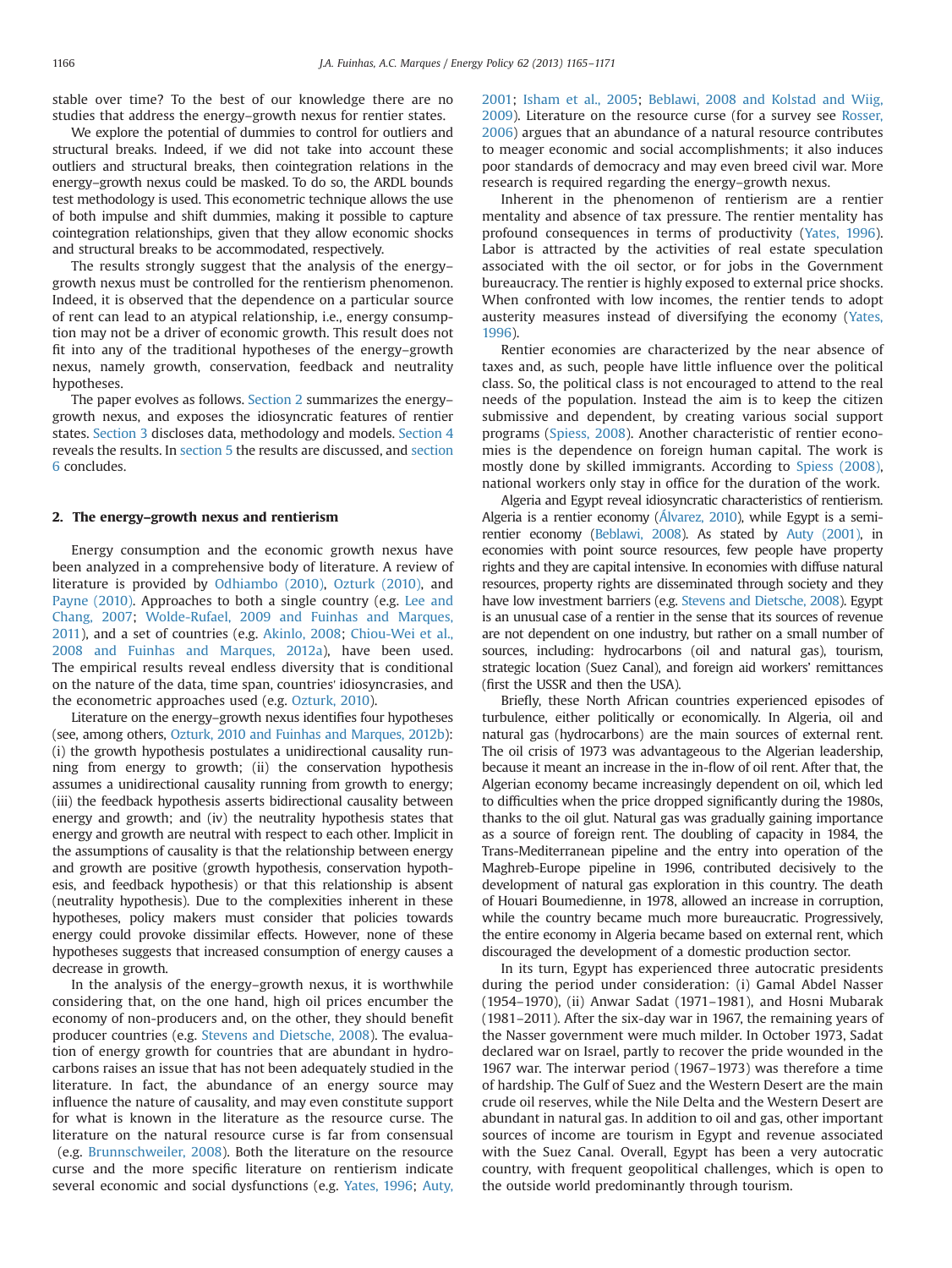stable over time? To the best of our knowledge there are no studies that address the energy–growth nexus for rentier states.

We explore the potential of dummies to control for outliers and structural breaks. Indeed, if we did not take into account these outliers and structural breaks, then cointegration relations in the energy–growth nexus could be masked. To do so, the ARDL bounds test methodology is used. This econometric technique allows the use of both impulse and shift dummies, making it possible to capture cointegration relationships, given that they allow economic shocks and structural breaks to be accommodated, respectively.

The results strongly suggest that the analysis of the energy–growth nexus must be controlled for the rentierism phenomenon. Indeed, it is observed that the dependence on a particular source of rent can lead to an atypical relationship, i.e., energy consumption may not be a driver of economic growth. This result does not fit into any of the traditional hypotheses of the energy–growth nexus, namely growth, conservation, feedback and neutrality hypotheses.

The paper evolves as follows. Section 2 summarizes the energy–growth nexus, and exposes the idiosyncratic features of rentier states. Section 3 discloses data, methodology and models. Section 4 reveals the results. In section 5 the results are discussed, and section 6 concludes.

## 2. The energy–growth nexus and rentierism

Energy consumption and the economic growth nexus have been analyzed in a comprehensive body of literature. A review of literature is provided by Odhiambo (2010), Ozturk (2010), and Payne (2010). Approaches to both a single country (e.g. Lee and Chang, 2007; Wolde-Rufael, 2009 and Fuinhas and Marques, 2011), and a set of countries (e.g. Akinlo, 2008; Chiou-Wei et al., 2008 and Fuinhas and Marques, 2012a), have been used. The empirical results reveal endless diversity that is conditional on the nature of the data, time span, countries' idiosyncrasies, and the econometric approaches used (e.g. Ozturk, 2010).

Literature on the energy–growth nexus identifies four hypotheses (see, among others, Ozturk, 2010 and Fuinhas and Marques, 2012b): (i) the growth hypothesis postulates a unidirectional causality running from energy to growth; (ii) the conservation hypothesis assumes a unidirectional causality running from growth to energy; (iii) the feedback hypothesis asserts bidirectional causality between energy and growth; and (iv) the neutrality hypothesis states that energy and growth are neutral with respect to each other. Implicit in the assumptions of causality is that the relationship between energy and growth are positive (growth hypothesis, conservation hypothesis, and feedback hypothesis) or that this relationship is absent (neutrality hypothesis). Due to the complexities inherent in these hypotheses, policy makers must consider that policies towards energy could provoke dissimilar effects. However, none of these hypotheses suggests that increased consumption of energy causes a decrease in growth.

In the analysis of the energy–growth nexus, it is worthwhile considering that, on the one hand, high oil prices encumber the economy of non-producers and, on the other, they should benefit producer countries (e.g. Stevens and Dietsche, 2008). The evaluation of energy growth for countries that are abundant in hydrocarbons raises an issue that has not been adequately studied in the literature. In fact, the abundance of an energy source may influence the nature of causality, and may even constitute support for what is known in the literature as the resource curse. The literature on the natural resource curse is far from consensual (e.g. Brunnschweiler, 2008). Both the literature on the resource curse and the more specific literature on rentierism indicate several economic and social dysfunctions (e.g. Yates, 1996; Auty, 2001; Isham et al., 2005; Beblawi, 2008 and Kolstad and Wiig, 2009). Literature on the resource curse (for a survey see Rosser, 2006) argues that an abundance of a natural resource contributes to meager economic and social accomplishments; it also induces poor standards of democracy and may even breed civil war. More research is required regarding the energy–growth nexus.

Inherent in the phenomenon of rentierism are a rentier mentality and absence of tax pressure. The rentier mentality has profound consequences in terms of productivity (Yates, 1996). Labor is attracted by the activities of real estate speculation associated with the oil sector, or for jobs in the Government bureaucracy. The rentier is highly exposed to external price shocks. When confronted with low incomes, the rentier tends to adopt austerity measures instead of diversifying the economy (Yates, 1996).

Rentier economies are characterized by the near absence of taxes and, as such, people have little influence over the political class. So, the political class is not encouraged to attend to the real needs of the population. Instead the aim is to keep the citizen submissive and dependent, by creating various social support programs (Spiess, 2008). Another characteristic of rentier economies is the dependence on foreign human capital. The work is mostly done by skilled immigrants. According to Spiess (2008), national workers only stay in office for the duration of the work.

Algeria and Egypt reveal idiosyncratic characteristics of rentierism. Algeria is a rentier economy (Álvarez, 2010), while Egypt is a semi-rentier economy (Beblawi, 2008). As stated by Auty (2001), in economies with point source resources, few people have property rights and they are capital intensive. In economies with diffuse natural resources, property rights are disseminated through society and they have low investment barriers (e.g. Stevens and Dietsche, 2008). Egypt is an unusual case of a rentier in the sense that its sources of revenue are not dependent on one industry, but rather on a small number of sources, including: hydrocarbons (oil and natural gas), tourism, strategic location (Suez Canal), and foreign aid workers' remittances (first the USSR and then the USA).

Briefly, these North African countries experienced episodes of turbulence, either politically or economically. In Algeria, oil and natural gas (hydrocarbons) are the main sources of external rent. The oil crisis of 1973 was advantageous to the Algerian leadership, because it meant an increase in the in-flow of oil rent. After that, the Algerian economy became increasingly dependent on oil, which led to difficulties when the price dropped significantly during the 1980s, thanks to the oil glut. Natural gas was gradually gaining importance as a source of foreign rent. The doubling of capacity in 1984, the Trans-Mediterranean pipeline and the entry into operation of the Maghreb-Europe pipeline in 1996, contributed decisively to the development of natural gas exploration in this country. The death of Houari Boumedienne, in 1978, allowed an increase in corruption, while the country became much more bureaucratic. Progressively, the entire economy in Algeria became based on external rent, which discouraged the development of a domestic production sector.

In its turn, Egypt has experienced three autocratic presidents during the period under consideration: (i) Gamal Abdel Nasser (1954–1970), (ii) Anwar Sadat (1971–1981), and Hosni Mubarak (1981–2011). After the six-day war in 1967, the remaining years of the Nasser government were much milder. In October 1973, Sadat declared war on Israel, partly to recover the pride wounded in the 1967 war. The interwar period (1967–1973) was therefore a time of hardship. The Gulf of Suez and the Western Desert are the main crude oil reserves, while the Nile Delta and the Western Desert are abundant in natural gas. In addition to oil and gas, other important sources of income are tourism in Egypt and revenue associated with the Suez Canal. Overall, Egypt has been a very autocratic country, with frequent geopolitical challenges, which is open to the outside world predominantly through tourism.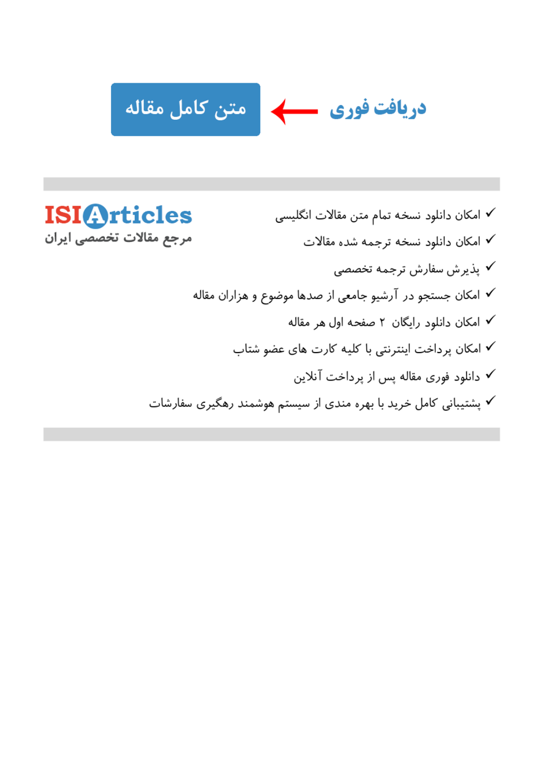دریافت فوری ← متن کامل مقاله

**ISIArticles**
مرجع مقالات تخصصی ایران

- ✓ امکان دانلود نسخه تمام متن مقالات انگلیسی
- ✓ امکان دانلود نسخه ترجمه شده مقالات
- ✓ پذیرش سفارش ترجمه تخصصی
- ✓ امکان جستجو در آرشیو جامعی از صدها موضوع و هزاران مقاله
- ✓ امکان دانلود رایگان ۲ صفحه اول هر مقاله
- ✓ امکان پرداخت اینترنتی با کلیه کارت های عضو شتاب
- ✓ دانلود فوری مقاله پس از پرداخت آنلاین
- ✓ پشتیبانی کامل خرید با بهره مندی از سیستم هوشمند رهگیری سفارشات